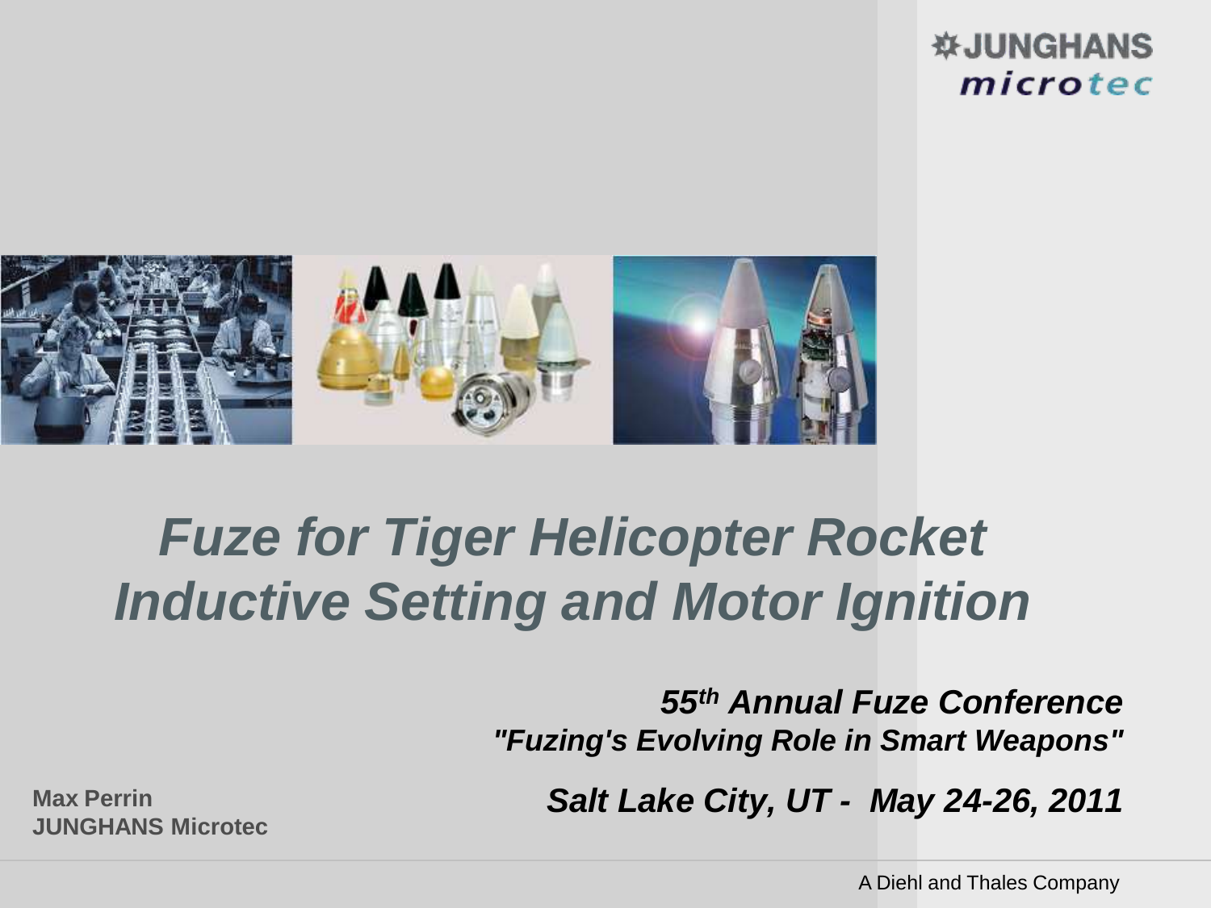# Fuze for Tiger Helicopter Rocket Inductive Setting and Motor Ignition

***55th Annual Fuze Conference***

***"Fuzing's Evolving Role in Smart Weapons"***

***Salt Lake City, UT - May 24-26, 2011***

**Max Perrin**
**JUNGHANS Microtec**

A Diehl and Thales Company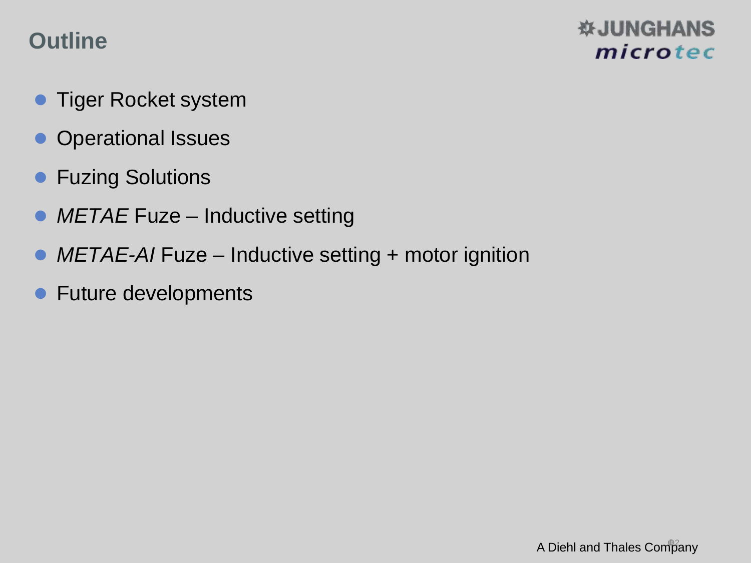# Outline

- Tiger Rocket system
- Operational Issues
- Fuzing Solutions
- *METAE* Fuze – Inductive setting
- *METAE-AI* Fuze – Inductive setting + motor ignition
- Future developments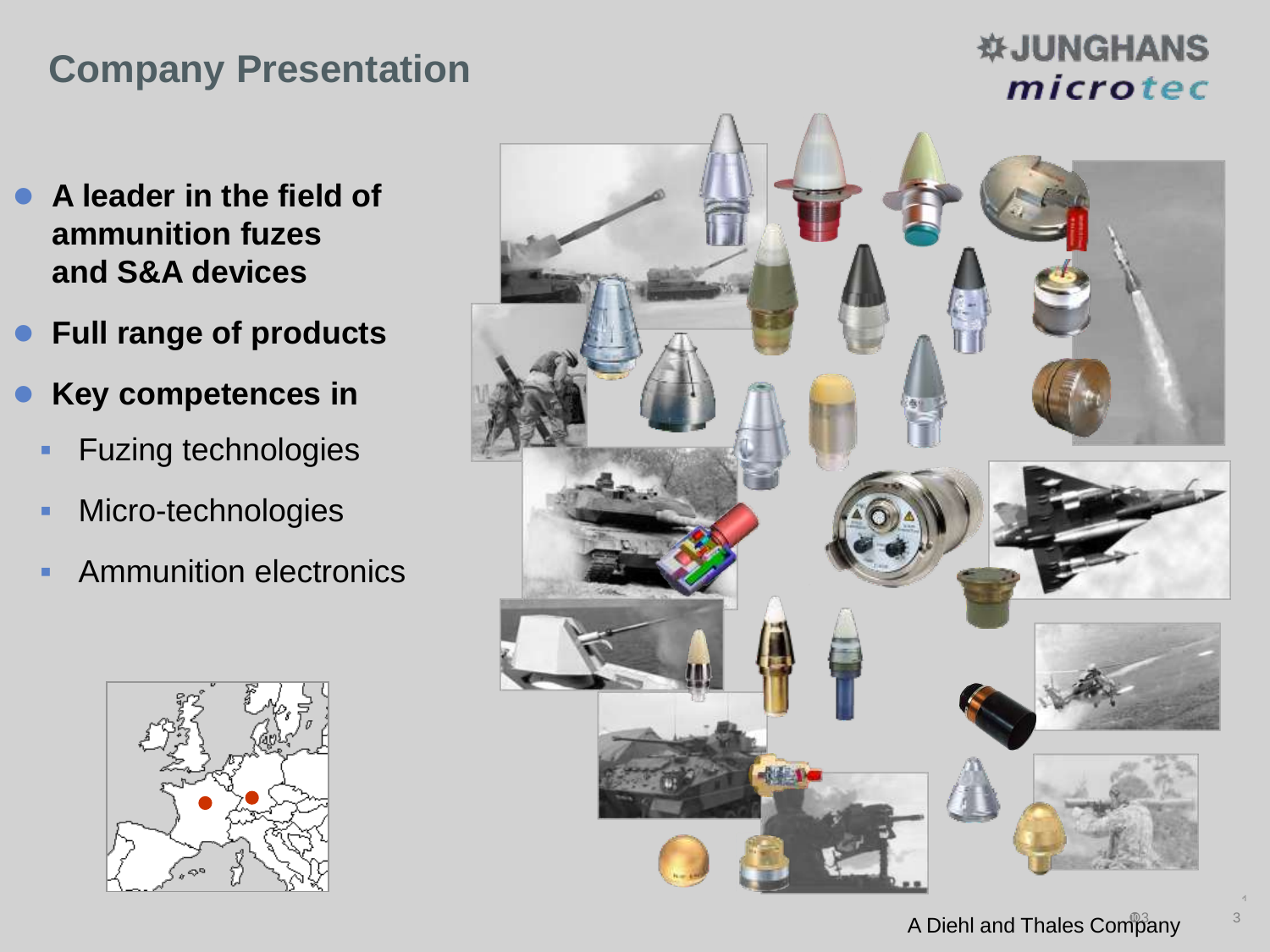# Company Presentation

JUNGHANS microtec

- **A leader in the field of ammunition fuzes and S&A devices**
- **Full range of products**
- **Key competences in**
  - Fuzing technologies
  - Micro-technologies
  - Ammunition electronics

A Diehl and Thales Company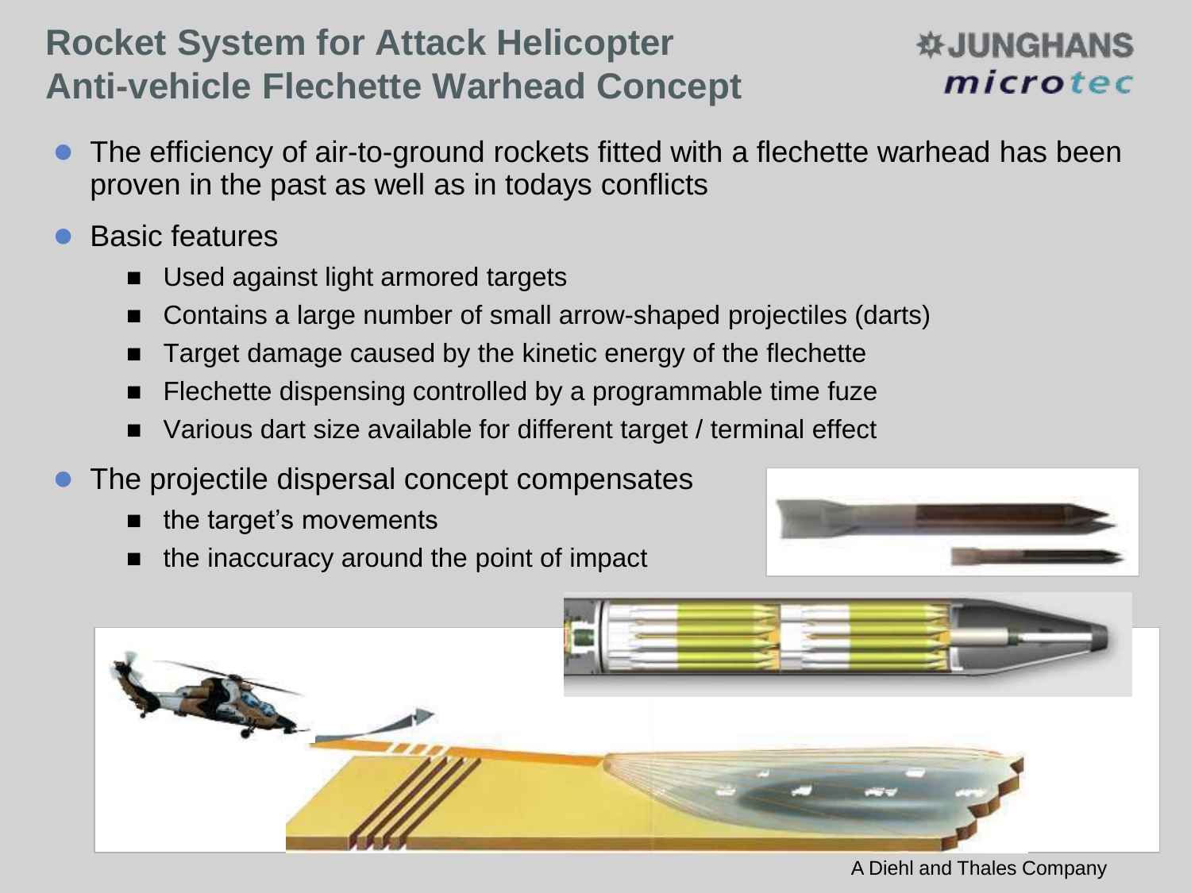# Rocket System for Attack Helicopter
# Anti-vehicle Flechette Warhead Concept

JUNGHANS microtec

- The efficiency of air-to-ground rockets fitted with a flechette warhead has been proven in the past as well as in todays conflicts
- Basic features
  - Used against light armored targets
  - Contains a large number of small arrow-shaped projectiles (darts)
  - Target damage caused by the kinetic energy of the flechette
  - Flechette dispensing controlled by a programmable time fuze
  - Various dart size available for different target / terminal effect
- The projectile dispersal concept compensates
  - the target's movements
  - the inaccuracy around the point of impact

A Diehl and Thales Company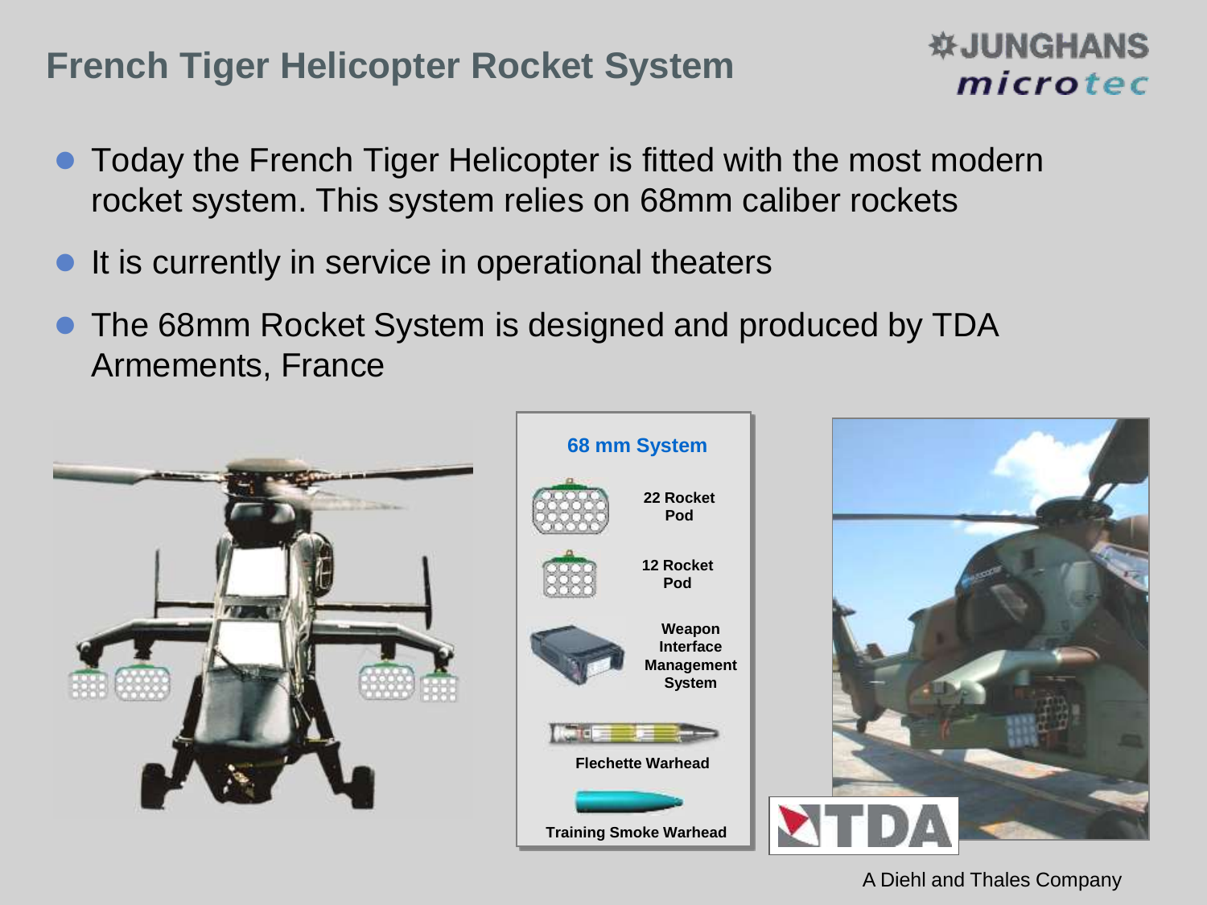# French Tiger Helicopter Rocket System

- Today the French Tiger Helicopter is fitted with the most modern rocket system. This system relies on 68mm caliber rockets
- It is currently in service in operational theaters
- The 68mm Rocket System is designed and produced by TDA Armements, France

**68 mm System**

- **22 Rocket Pod**
- **12 Rocket Pod**
- **Weapon Interface Management System**
- **Flechette Warhead**
- **Training Smoke Warhead**

A Diehl and Thales Company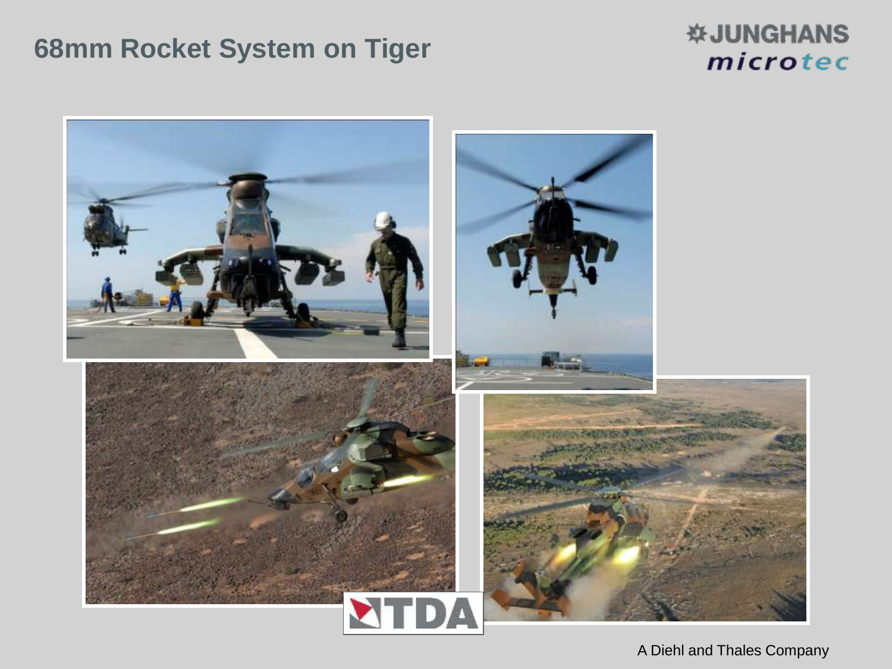# 68mm Rocket System on Tiger

A Diehl and Thales Company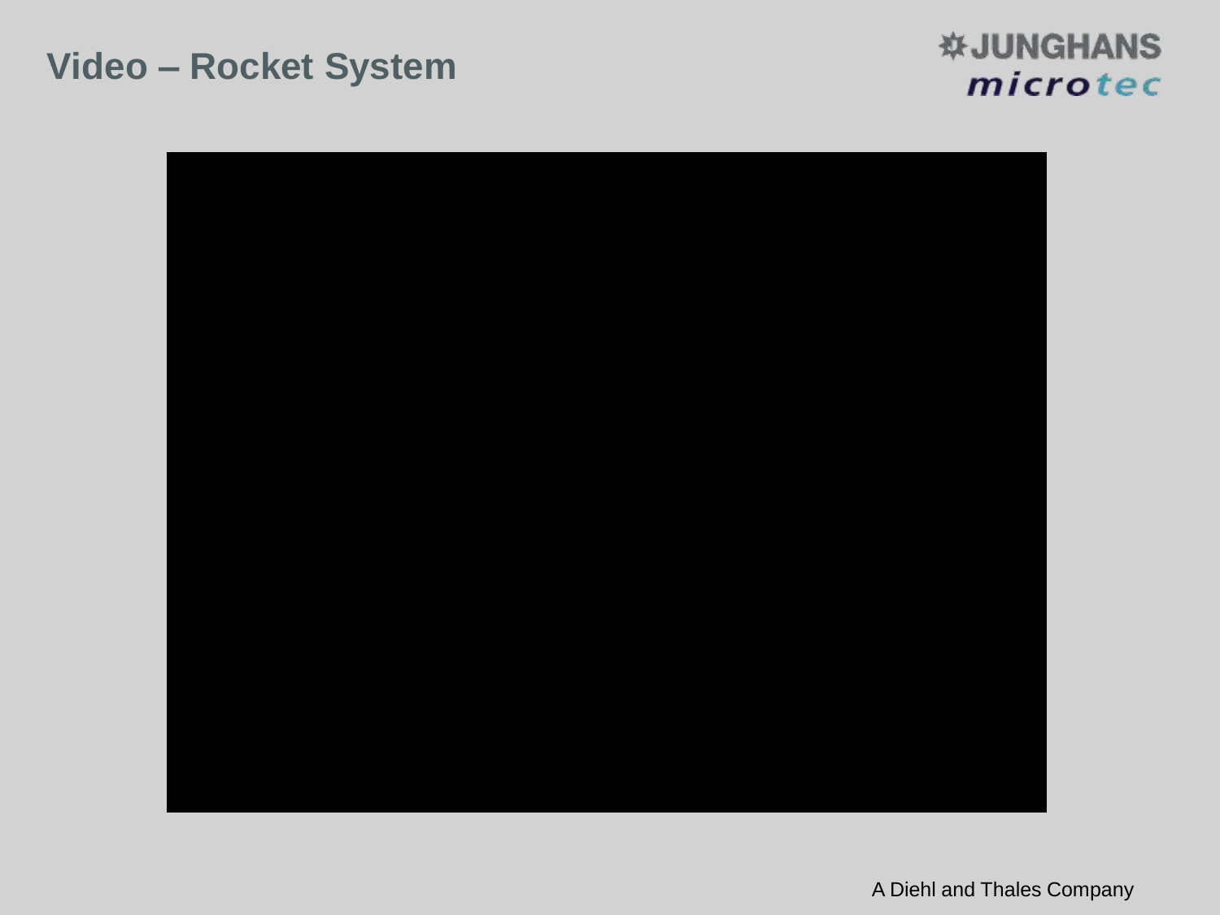# Video – Rocket System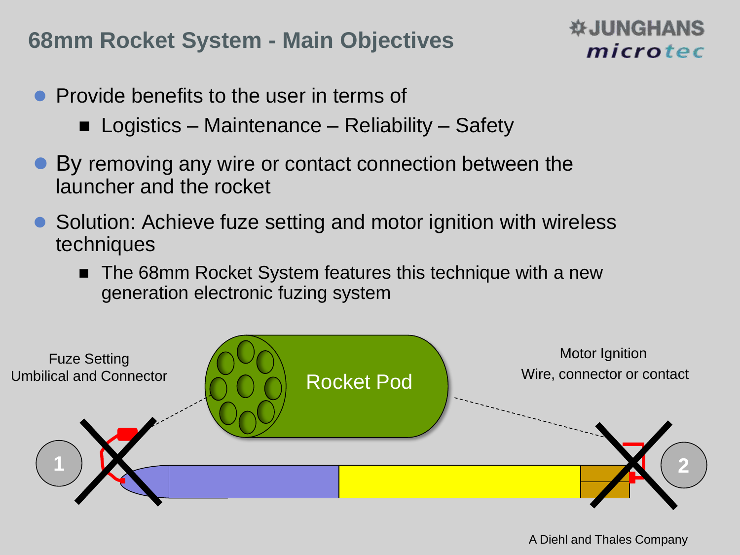## 68mm Rocket System - Main Objectives

- Provide benefits to the user in terms of
  - Logistics – Maintenance – Reliability – Safety
- By removing any wire or contact connection between the launcher and the rocket
- Solution: Achieve fuze setting and motor ignition with wireless techniques
  - The 68mm Rocket System features this technique with a new generation electronic fuzing system

Fuze Setting
Umbilical and Connector

Rocket Pod

Motor Ignition
Wire, connector or contact

1

2

A Diehl and Thales Company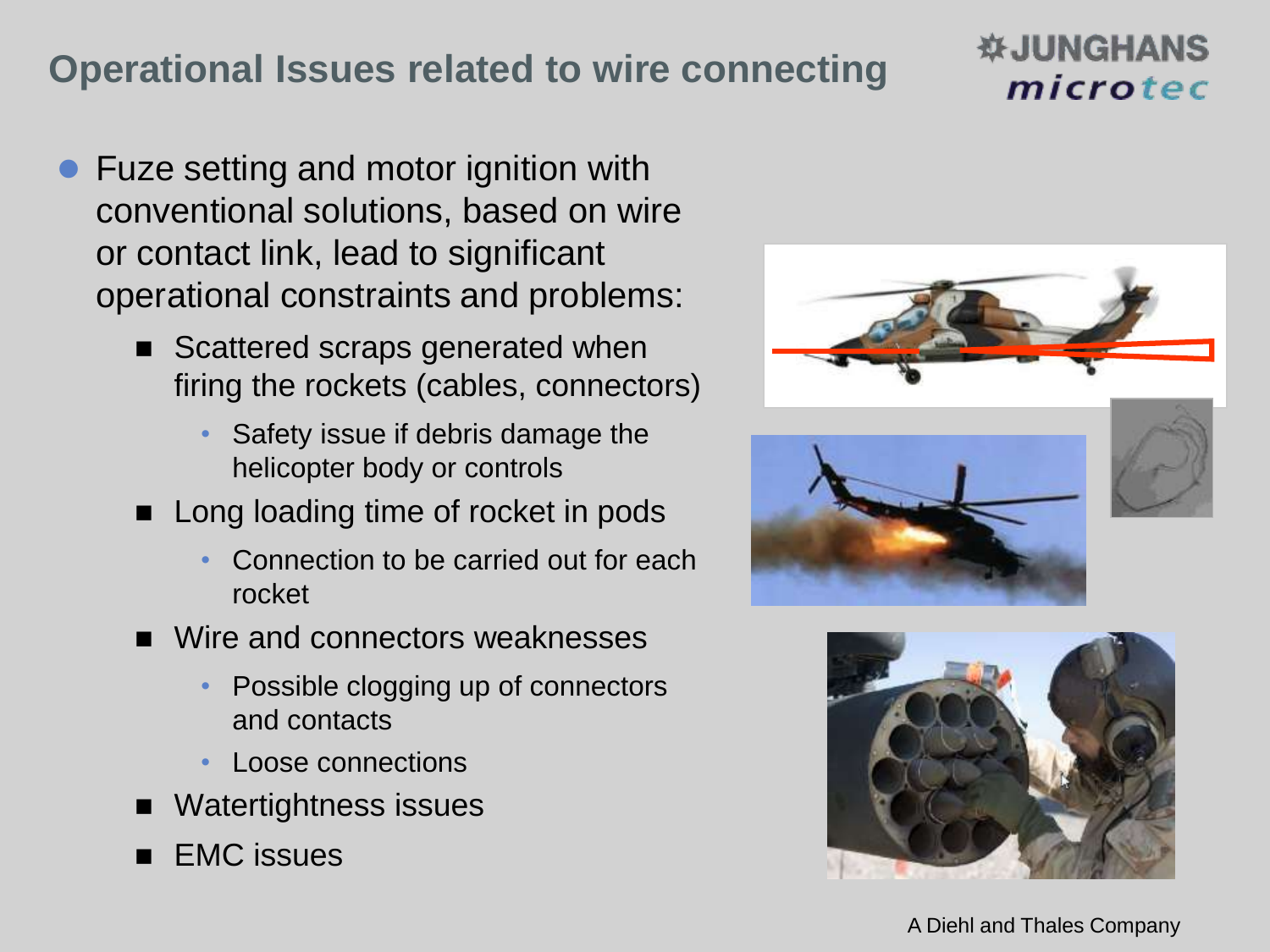## Operational Issues related to wire connecting

JUNGHANS microtec

- Fuze setting and motor ignition with conventional solutions, based on wire or contact link, lead to significant operational constraints and problems:
  - Scattered scraps generated when firing the rockets (cables, connectors)
    - Safety issue if debris damage the helicopter body or controls
  - Long loading time of rocket in pods
    - Connection to be carried out for each rocket
  - Wire and connectors weaknesses
    - Possible clogging up of connectors and contacts
    - Loose connections
  - Watertightness issues
  - EMC issues

A Diehl and Thales Company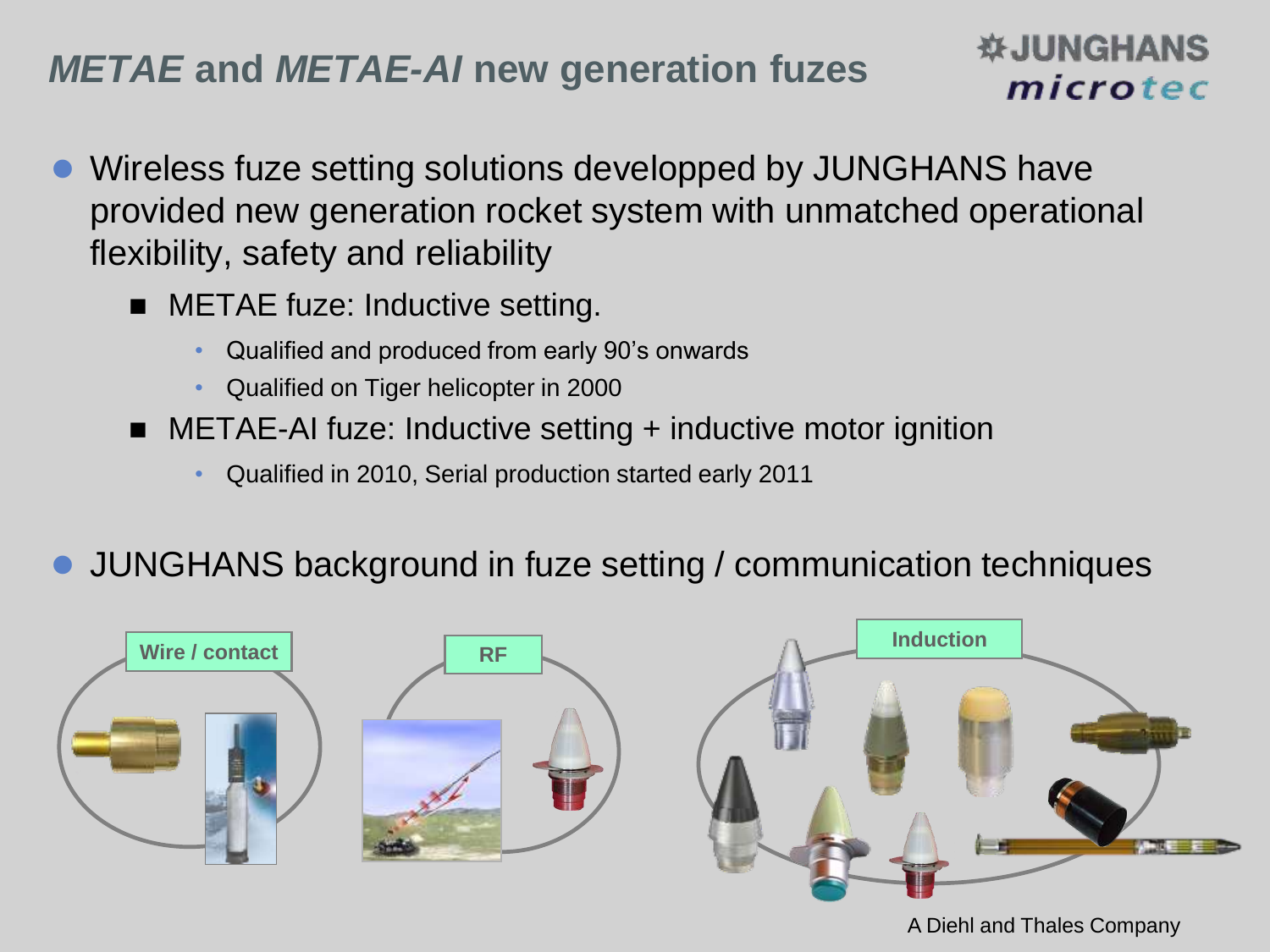# *METAE* and *METAE-AI* new generation fuzes

- Wireless fuze setting solutions developped by JUNGHANS have provided new generation rocket system with unmatched operational flexibility, safety and reliability
  - METAE fuze: Inductive setting.
    - Qualified and produced from early 90's onwards
    - Qualified on Tiger helicopter in 2000
  - METAE-AI fuze: Inductive setting + inductive motor ignition
    - Qualified in 2010, Serial production started early 2011
- JUNGHANS background in fuze setting / communication techniques

**Wire / contact**

**RF**

**Induction**

A Diehl and Thales Company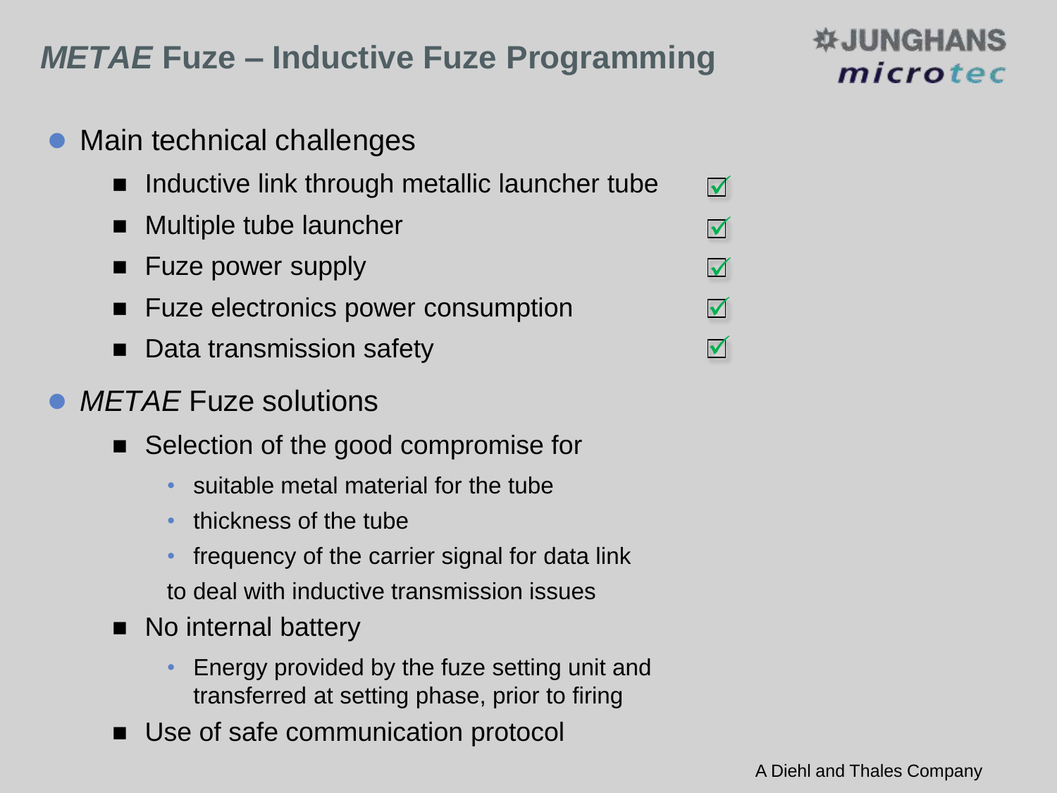# *METAE* Fuze – Inductive Fuze Programming

JUNGHANS microtec

- Main technical challenges
  - Inductive link through metallic launcher tube ☑
  - Multiple tube launcher ☑
  - Fuze power supply ☑
  - Fuze electronics power consumption ☑
  - Data transmission safety ☑
- *METAE* Fuze solutions
  - Selection of the good compromise for
    - suitable metal material for the tube
    - thickness of the tube
    - frequency of the carrier signal for data link

    to deal with inductive transmission issues
  - No internal battery
    - Energy provided by the fuze setting unit and transferred at setting phase, prior to firing
  - Use of safe communication protocol

A Diehl and Thales Company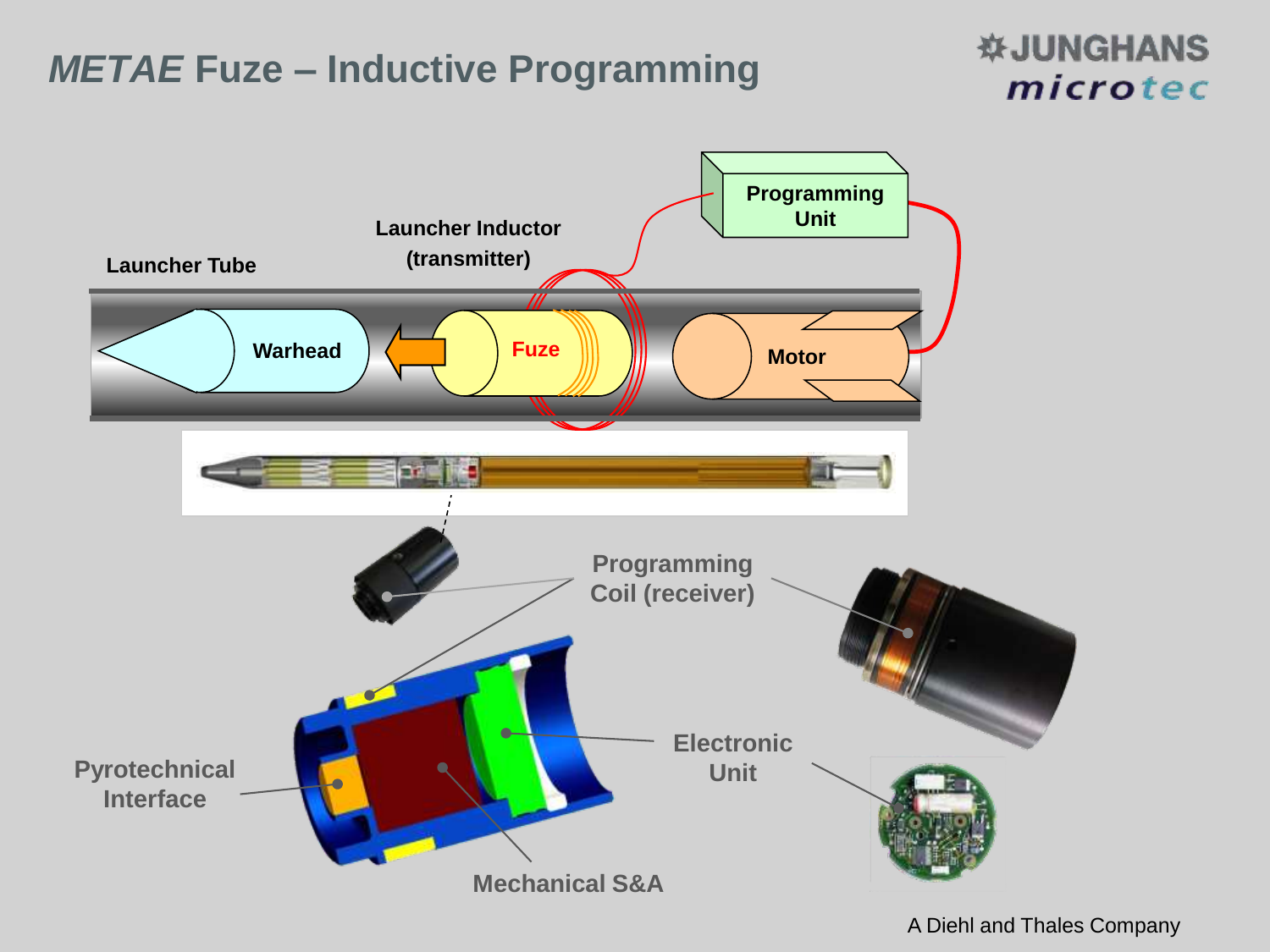# *METAE* Fuze – Inductive Programming

JUNGHANS microtec

Launcher Tube

Launcher Inductor (transmitter)

Programming Unit

Warhead

Fuze

Motor

Programming Coil (receiver)

Pyrotechnical Interface

Electronic Unit

Mechanical S&A

A Diehl and Thales Company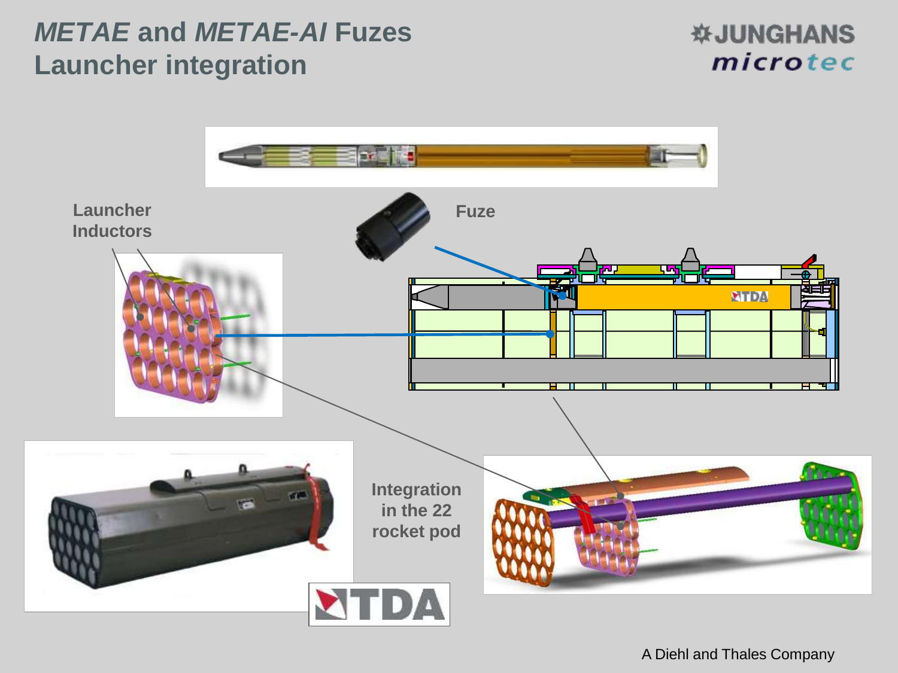# *METAE* and *METAE-AI* Fuzes Launcher integration

JUNGHANS microtec

Launcher Inductors

Fuze

Integration in the 22 rocket pod

TDA

A Diehl and Thales Company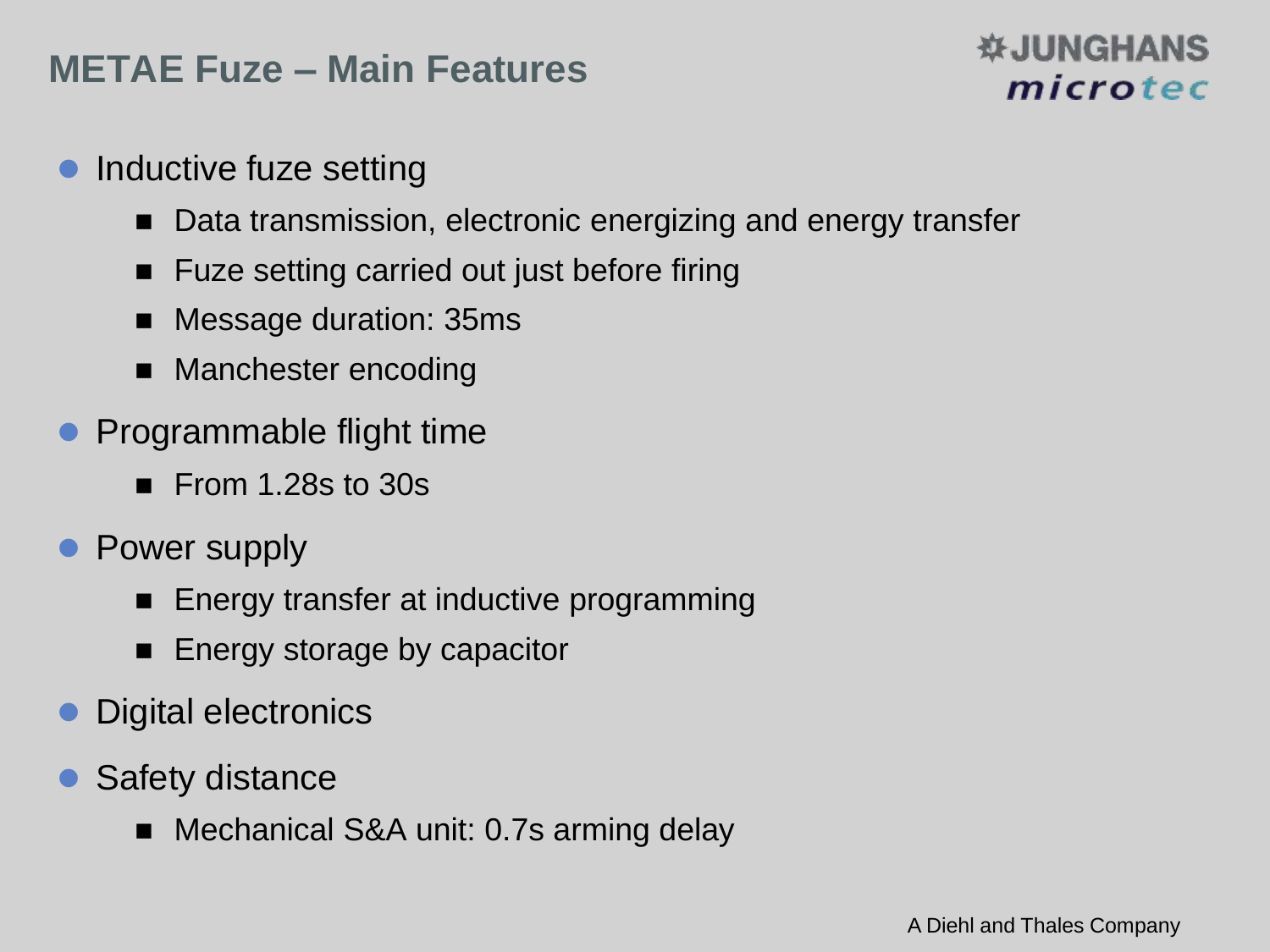# METAE Fuze – Main Features

- Inductive fuze setting
  - Data transmission, electronic energizing and energy transfer
  - Fuze setting carried out just before firing
  - Message duration: 35ms
  - Manchester encoding
- Programmable flight time
  - From 1.28s to 30s
- Power supply
  - Energy transfer at inductive programming
  - Energy storage by capacitor
- Digital electronics
- Safety distance
  - Mechanical S&A unit: 0.7s arming delay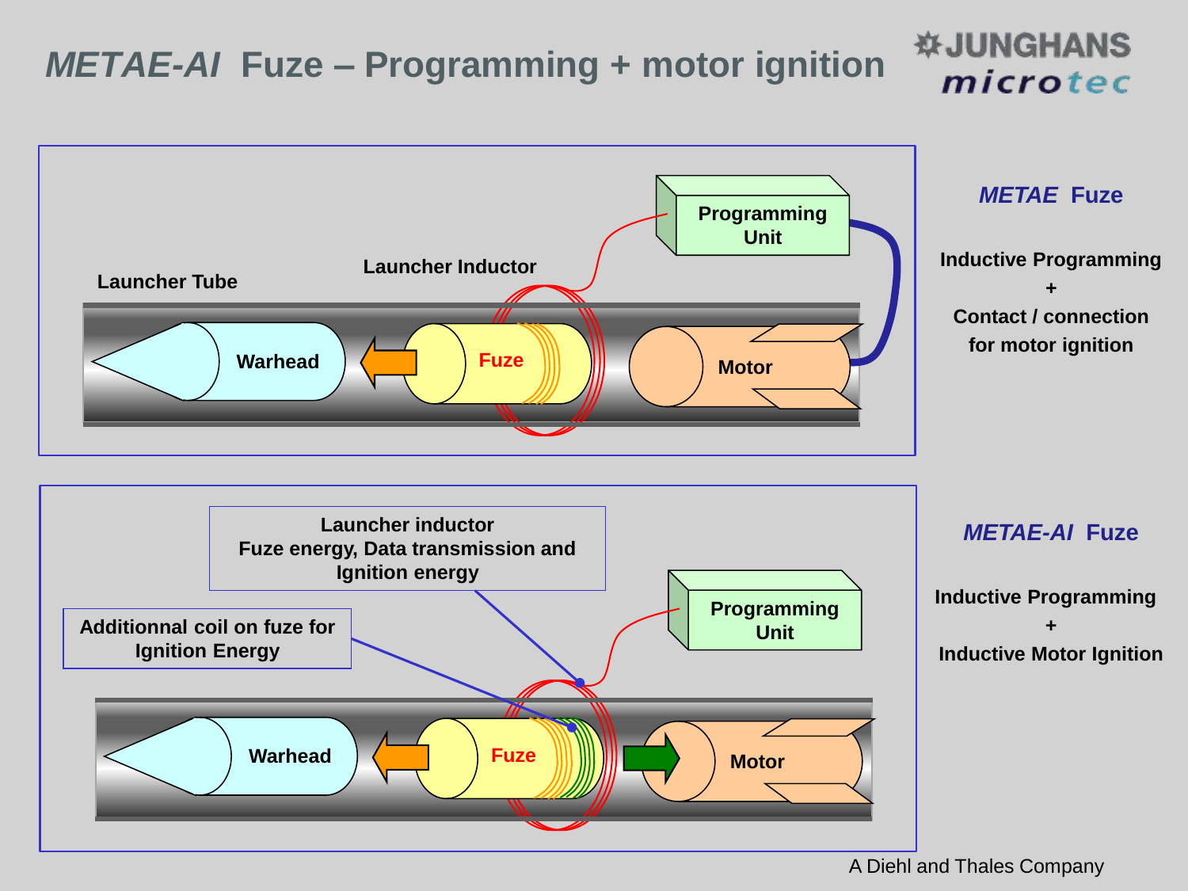# *METAE-AI* Fuze – Programming + motor ignition

JUNGHANS microtec

Launcher Tube

Launcher Inductor

Programming Unit

Warhead

Fuze

Motor

## *METAE* Fuze

**Inductive Programming**

**+**

**Contact / connection for motor ignition**

Launcher inductor
Fuze energy, Data transmission and Ignition energy

Additionnal coil on fuze for Ignition Energy

Programming Unit

Warhead

Fuze

Motor

## *METAE-AI* Fuze

**Inductive Programming**

**+**

**Inductive Motor Ignition**

A Diehl and Thales Company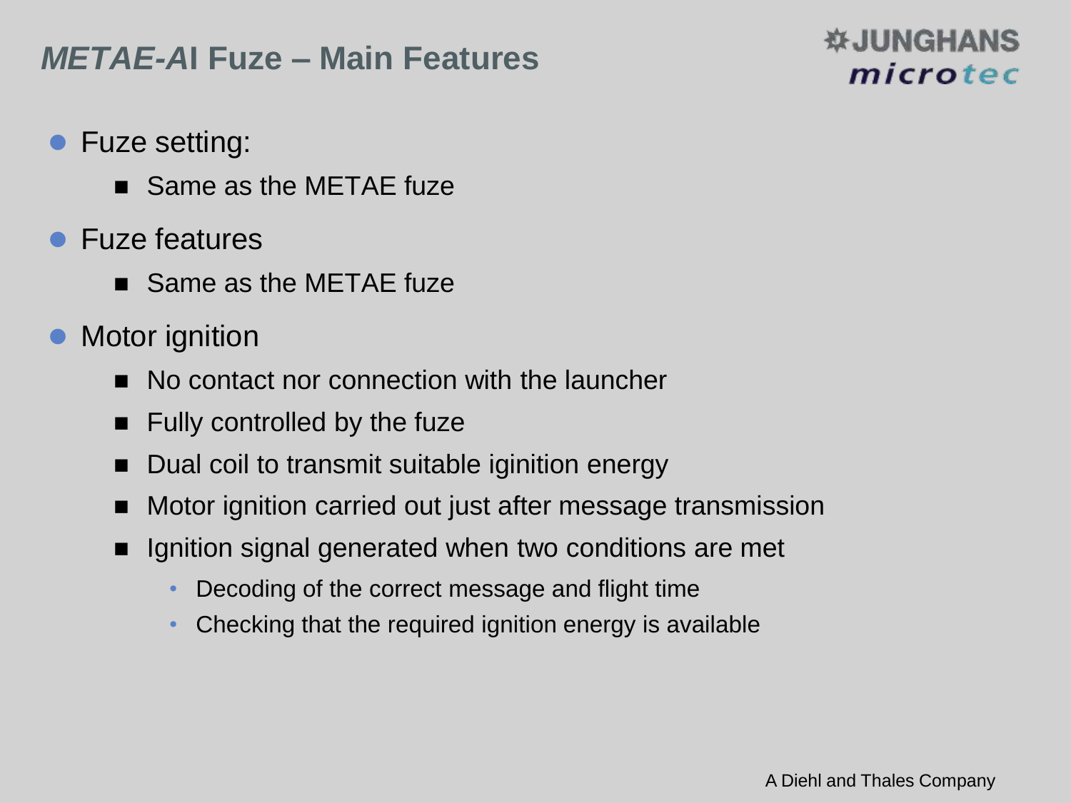# *METAE-AI* Fuze – Main Features

- Fuze setting:
  - Same as the METAE fuze
- Fuze features
  - Same as the METAE fuze
- Motor ignition
  - No contact nor connection with the launcher
  - Fully controlled by the fuze
  - Dual coil to transmit suitable iginition energy
  - Motor ignition carried out just after message transmission
  - Ignition signal generated when two conditions are met
    - Decoding of the correct message and flight time
    - Checking that the required ignition energy is available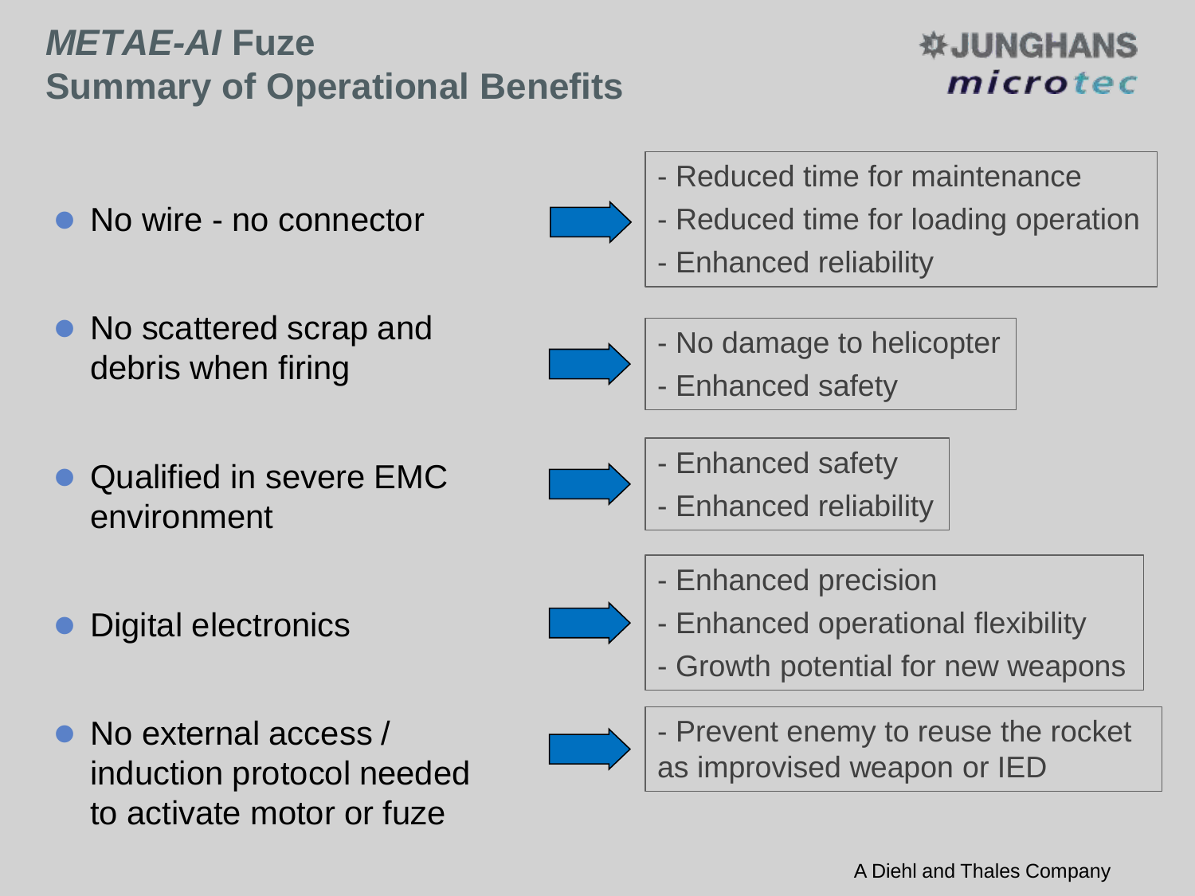# *METAE-AI* Fuze
## Summary of Operational Benefits

JUNGHANS microtec

| Feature | Benefit |
| --- | --- |
| No wire - no connector | - Reduced time for maintenance<br>- Reduced time for loading operation<br>- Enhanced reliability |
| No scattered scrap and debris when firing | - No damage to helicopter<br>- Enhanced safety |
| Qualified in severe EMC environment | - Enhanced safety<br>- Enhanced reliability |
| Digital electronics | - Enhanced precision<br>- Enhanced operational flexibility<br>- Growth potential for new weapons |
| No external access / induction protocol needed to activate motor or fuze | - Prevent enemy to reuse the rocket as improvised weapon or IED |

A Diehl and Thales Company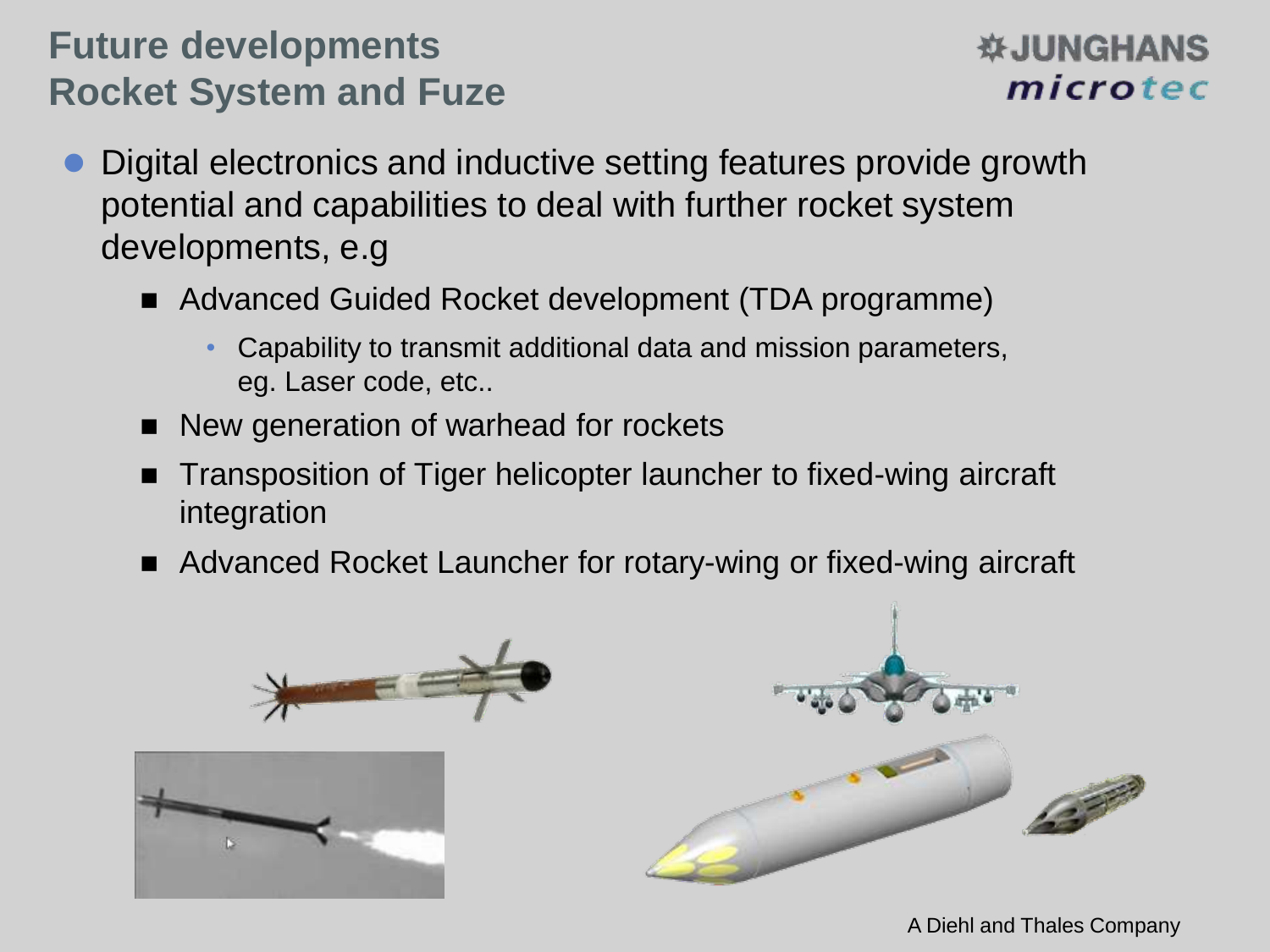# Future developments
# Rocket System and Fuze

- Digital electronics and inductive setting features provide growth potential and capabilities to deal with further rocket system developments, e.g
  - Advanced Guided Rocket development (TDA programme)
    - Capability to transmit additional data and mission parameters, eg. Laser code, etc..
  - New generation of warhead for rockets
  - Transposition of Tiger helicopter launcher to fixed-wing aircraft integration
  - Advanced Rocket Launcher for rotary-wing or fixed-wing aircraft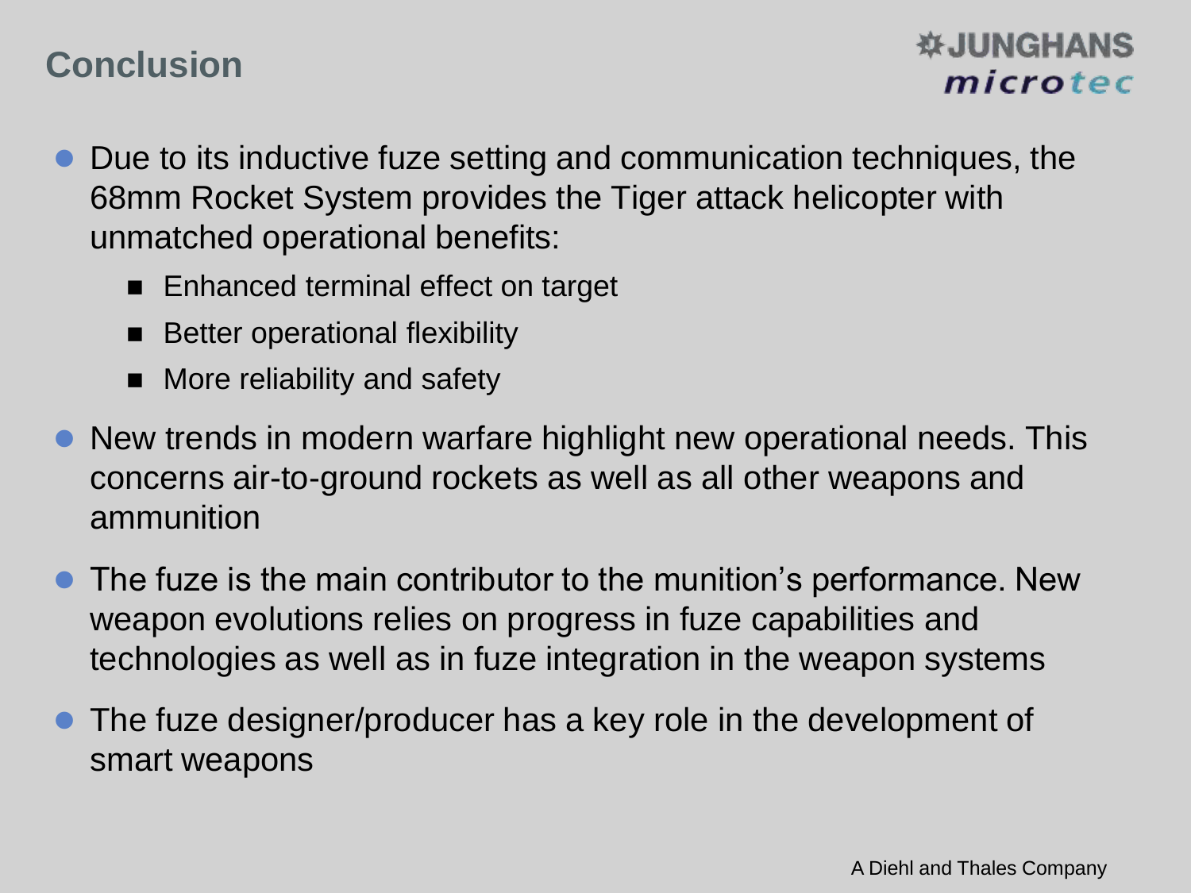## Conclusion

- Due to its inductive fuze setting and communication techniques, the 68mm Rocket System provides the Tiger attack helicopter with unmatched operational benefits:
  - Enhanced terminal effect on target
  - Better operational flexibility
  - More reliability and safety
- New trends in modern warfare highlight new operational needs. This concerns air-to-ground rockets as well as all other weapons and ammunition
- The fuze is the main contributor to the munition's performance. New weapon evolutions relies on progress in fuze capabilities and technologies as well as in fuze integration in the weapon systems
- The fuze designer/producer has a key role in the development of smart weapons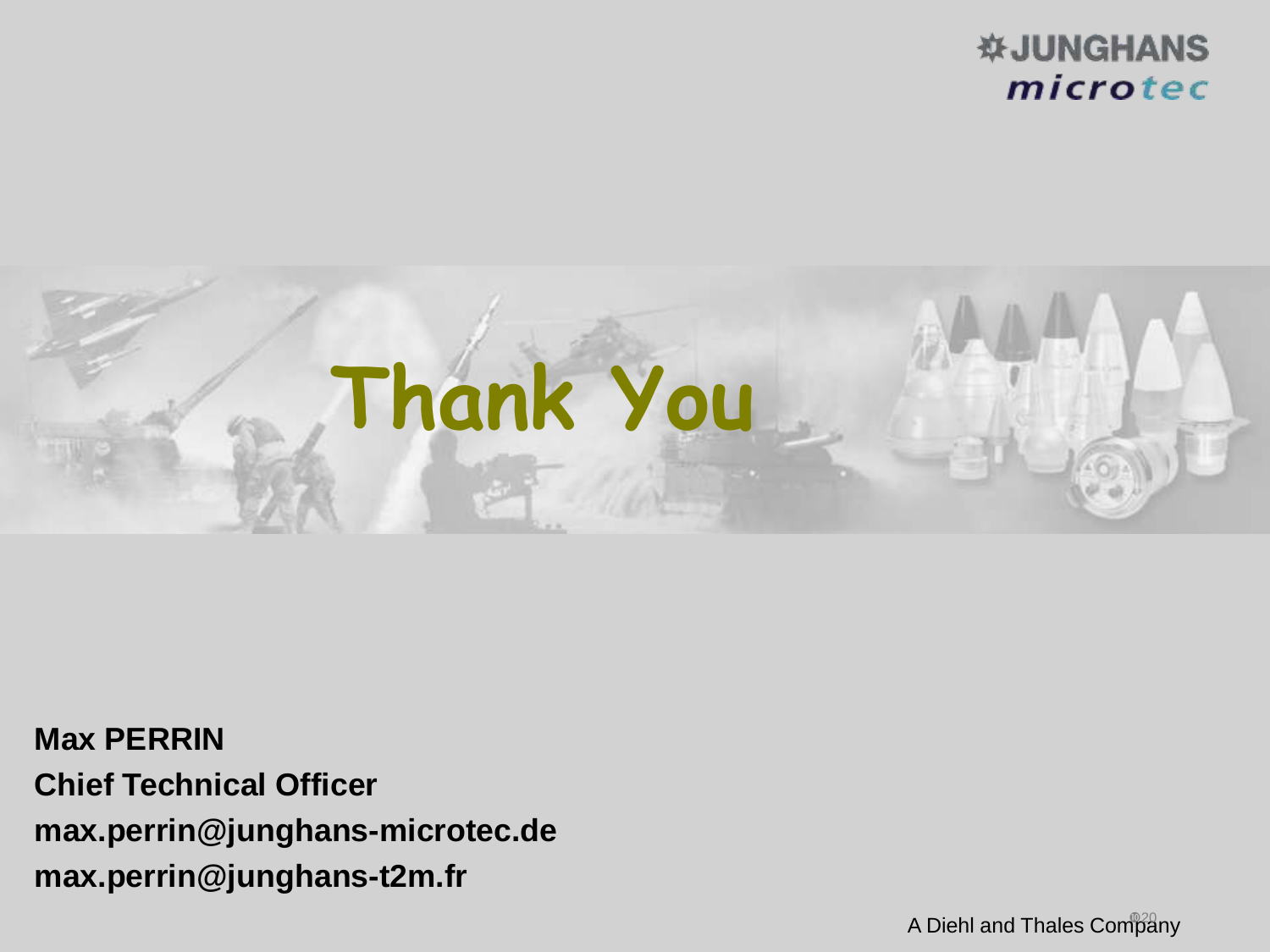JUNGHANS microtec

# Thank You

**Max PERRIN**
**Chief Technical Officer**
**max.perrin@junghans-microtec.de**
**max.perrin@junghans-t2m.fr**

A Diehl and Thales Company